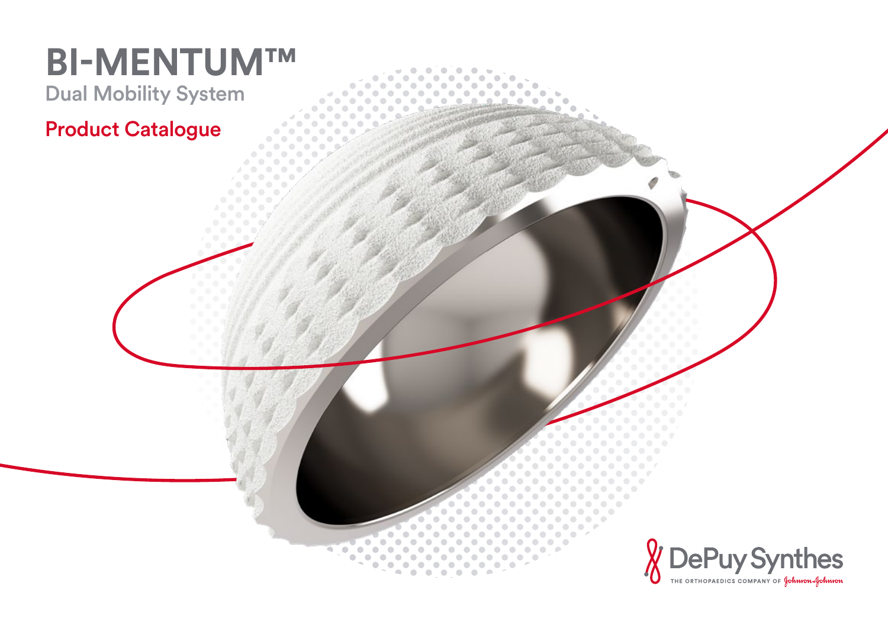# BI-MENTUM™

## Dual Mobility System

### Product Catalogue

DePuy Synthes

THE ORTHOPAEDICS COMPANY OF Johnson & Johnson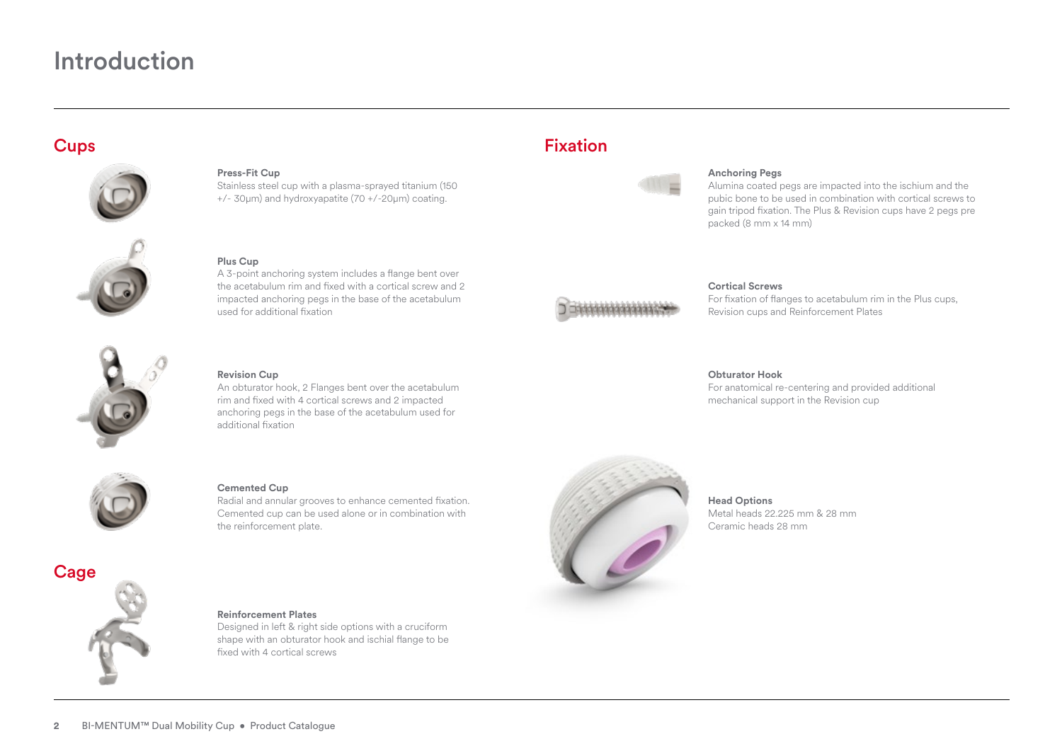# Introduction

## Cups

**Press-Fit Cup**
Stainless steel cup with a plasma-sprayed titanium (150 +/- 30µm) and hydroxyapatite (70 +/-20µm) coating.

**Plus Cup**
A 3-point anchoring system includes a flange bent over the acetabulum rim and fixed with a cortical screw and 2 impacted anchoring pegs in the base of the acetabulum used for additional fixation

**Revision Cup**
An obturator hook, 2 Flanges bent over the acetabulum rim and fixed with 4 cortical screws and 2 impacted anchoring pegs in the base of the acetabulum used for additional fixation

**Cemented Cup**
Radial and annular grooves to enhance cemented fixation. Cemented cup can be used alone or in combination with the reinforcement plate.

## Cage

**Reinforcement Plates**
Designed in left & right side options with a cruciform shape with an obturator hook and ischial flange to be fixed with 4 cortical screws

## Fixation

**Anchoring Pegs**
Alumina coated pegs are impacted into the ischium and the pubic bone to be used in combination with cortical screws to gain tripod fixation. The Plus & Revision cups have 2 pegs pre packed (8 mm x 14 mm)

**Cortical Screws**
For fixation of flanges to acetabulum rim in the Plus cups, Revision cups and Reinforcement Plates

**Obturator Hook**
For anatomical re-centering and provided additional mechanical support in the Revision cup

**Head Options**
Metal heads 22.225 mm & 28 mm
Ceramic heads 28 mm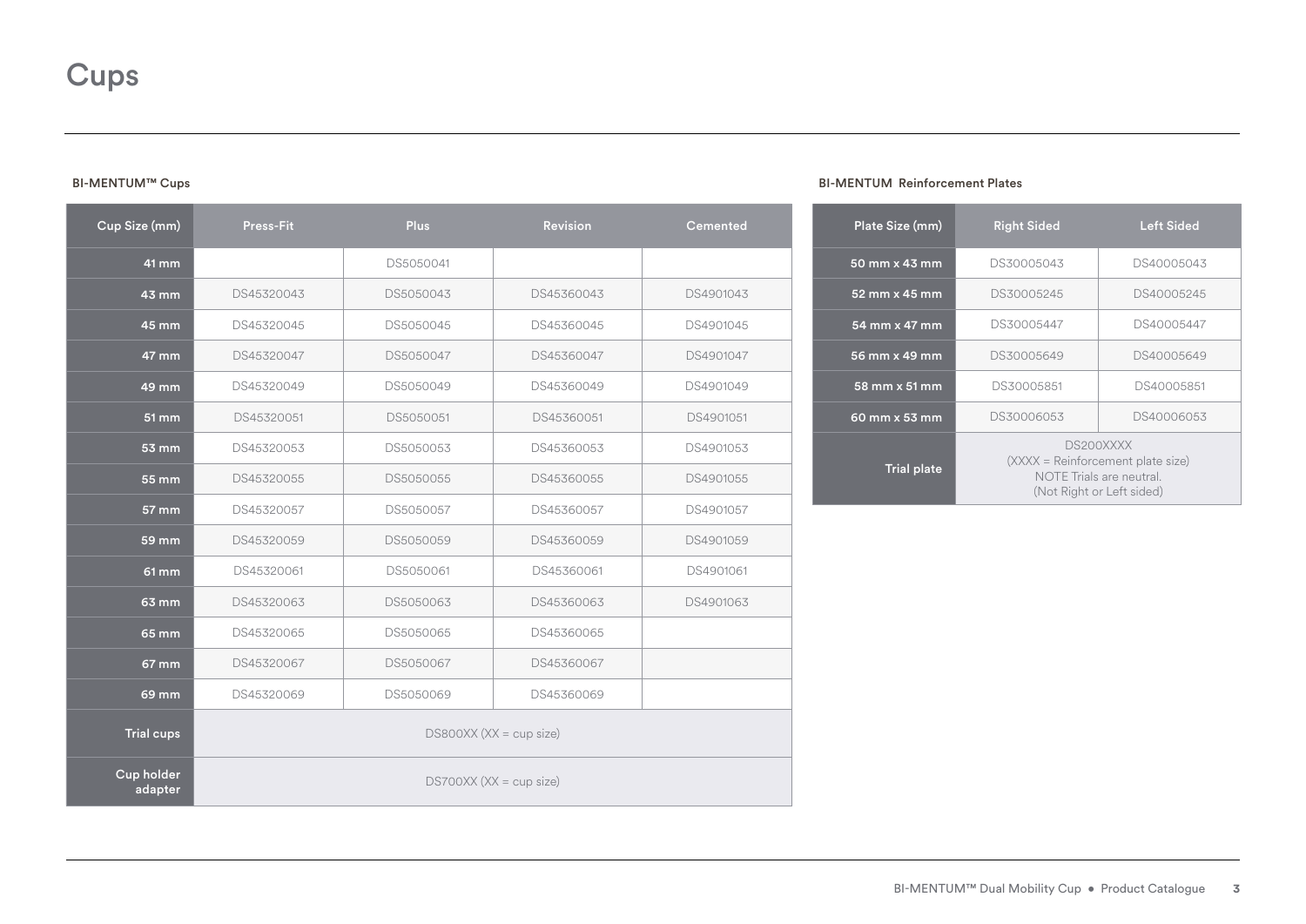# Cups

**BI-MENTUM™ Cups**

| Cup Size (mm) | Press-Fit | Plus | Revision | Cemented |
|---|---|---|---|---|
| 41 mm | | DS5050041 | | |
| 43 mm | DS45320043 | DS5050043 | DS45360043 | DS4901043 |
| 45 mm | DS45320045 | DS5050045 | DS45360045 | DS4901045 |
| 47 mm | DS45320047 | DS5050047 | DS45360047 | DS4901047 |
| 49 mm | DS45320049 | DS5050049 | DS45360049 | DS4901049 |
| 51 mm | DS45320051 | DS5050051 | DS45360051 | DS4901051 |
| 53 mm | DS45320053 | DS5050053 | DS45360053 | DS4901053 |
| 55 mm | DS45320055 | DS5050055 | DS45360055 | DS4901055 |
| 57 mm | DS45320057 | DS5050057 | DS45360057 | DS4901057 |
| 59 mm | DS45320059 | DS5050059 | DS45360059 | DS4901059 |
| 61 mm | DS45320061 | DS5050061 | DS45360061 | DS4901061 |
| 63 mm | DS45320063 | DS5050063 | DS45360063 | DS4901063 |
| 65 mm | DS45320065 | DS5050065 | DS45360065 | |
| 67 mm | DS45320067 | DS5050067 | DS45360067 | |
| 69 mm | DS45320069 | DS5050069 | DS45360069 | |
| Trial cups | DS800XX (XX = cup size) | | | |
| Cup holder adapter | DS700XX (XX = cup size) | | | |

**BI-MENTUM Reinforcement Plates**

| Plate Size (mm) | Right Sided | Left Sided |
|---|---|---|
| 50 mm x 43 mm | DS30005043 | DS40005043 |
| 52 mm x 45 mm | DS30005245 | DS40005245 |
| 54 mm x 47 mm | DS30005447 | DS40005447 |
| 56 mm x 49 mm | DS30005649 | DS40005649 |
| 58 mm x 51 mm | DS30005851 | DS40005851 |
| 60 mm x 53 mm | DS30006053 | DS40006053 |
| Trial plate | DS200XXXX (XXXX = Reinforcement plate size) NOTE Trials are neutral. (Not Right or Left sided) | |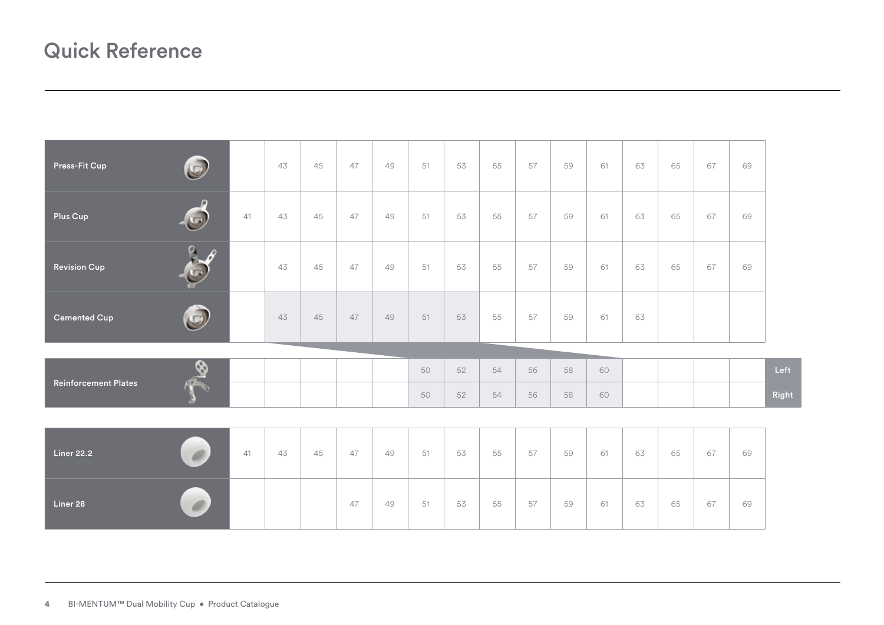# Quick Reference

| | | | | | | | | | | | | | | | | |
|---|---|---|---|---|---|---|---|---|---|---|---|---|---|---|---|---|
| Press-Fit Cup | | 43 | 45 | 47 | 49 | 51 | 53 | 55 | 57 | 59 | 61 | 63 | 65 | 67 | 69 | |
| Plus Cup | 41 | 43 | 45 | 47 | 49 | 51 | 53 | 55 | 57 | 59 | 61 | 63 | 65 | 67 | 69 | |
| Revision Cup | | 43 | 45 | 47 | 49 | 51 | 53 | 55 | 57 | 59 | 61 | 63 | 65 | 67 | 69 | |
| Cemented Cup | | 43 | 45 | 47 | 49 | 51 | 53 | 55 | 57 | 59 | 61 | 63 | | | | |
| Reinforcement Plates | | | | | | 50 | 52 | 54 | 56 | 58 | 60 | | | | | Left |
| | | | | | | 50 | 52 | 54 | 56 | 58 | 60 | | | | | Right |
| Liner 22.2 | 41 | 43 | 45 | 47 | 49 | 51 | 53 | 55 | 57 | 59 | 61 | 63 | 65 | 67 | 69 | |
| Liner 28 | | | | 47 | 49 | 51 | 53 | 55 | 57 | 59 | 61 | 63 | 65 | 67 | 69 | |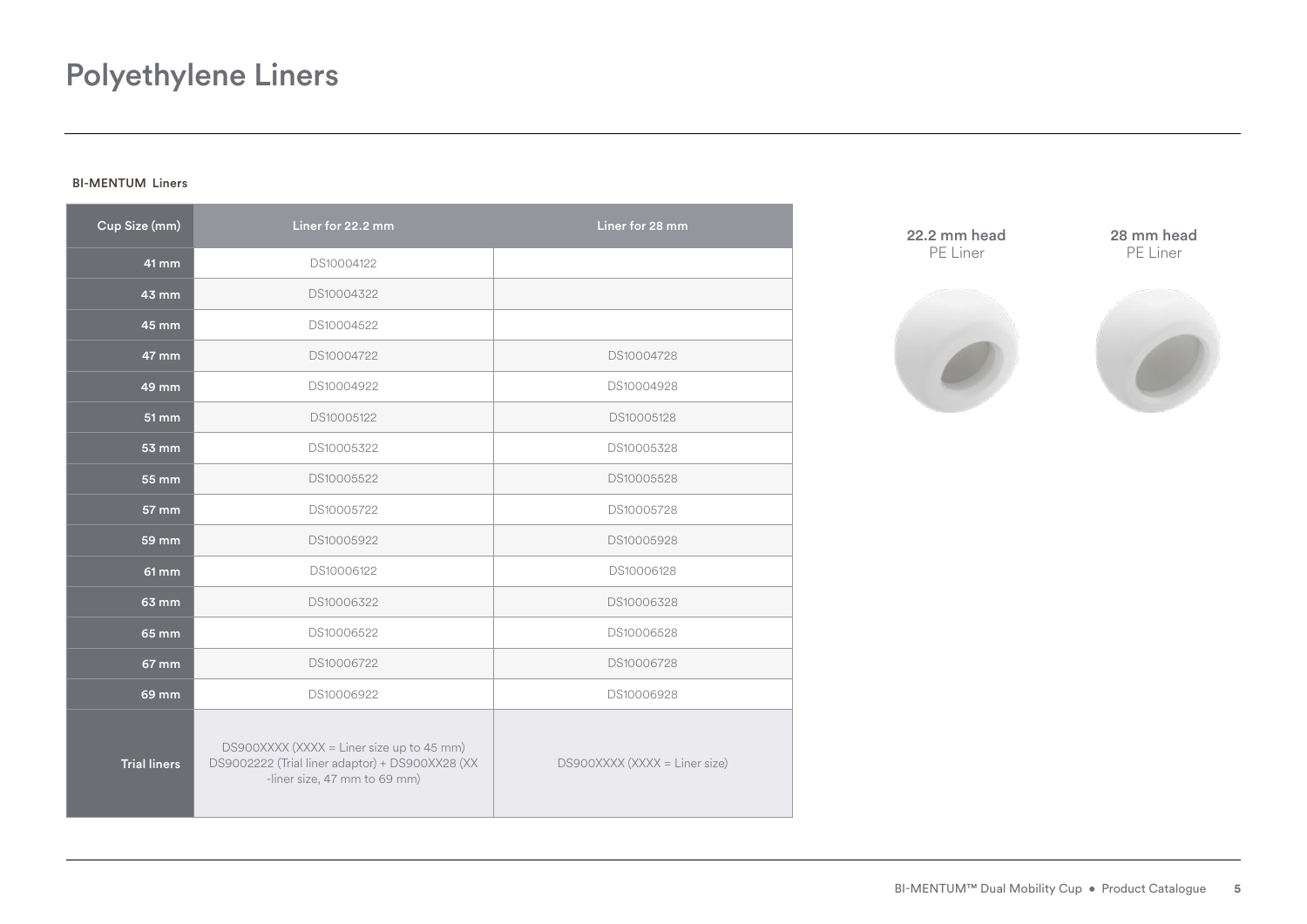# Polyethylene Liners

**BI-MENTUM Liners**

| Cup Size (mm) | Liner for 22.2 mm | Liner for 28 mm |
|---|---|---|
| 41 mm | DS10004122 | |
| 43 mm | DS10004322 | |
| 45 mm | DS10004522 | |
| 47 mm | DS10004722 | DS10004728 |
| 49 mm | DS10004922 | DS10004928 |
| 51 mm | DS10005122 | DS10005128 |
| 53 mm | DS10005322 | DS10005328 |
| 55 mm | DS10005522 | DS10005528 |
| 57 mm | DS10005722 | DS10005728 |
| 59 mm | DS10005922 | DS10005928 |
| 61 mm | DS10006122 | DS10006128 |
| 63 mm | DS10006322 | DS10006328 |
| 65 mm | DS10006522 | DS10006528 |
| 67 mm | DS10006722 | DS10006728 |
| 69 mm | DS10006922 | DS10006928 |
| Trial liners | DS900XXXX (XXXX = Liner size up to 45 mm) DS9002222 (Trial liner adaptor) + DS900XX28 (XX -liner size, 47 mm to 69 mm) | DS900XXXX (XXXX = Liner size) |

**22.2 mm head**
PE Liner

**28 mm head**
PE Liner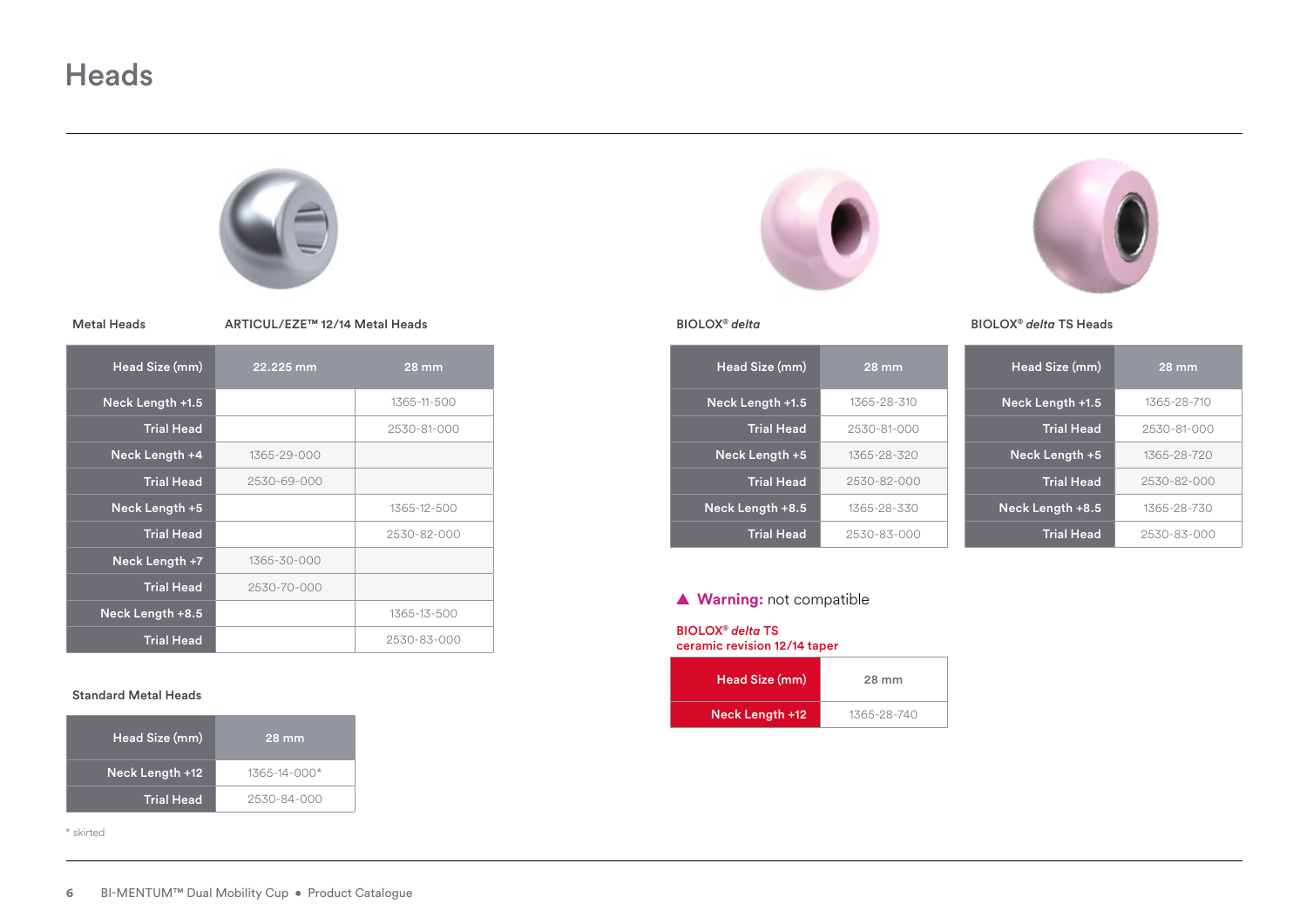# Heads

**Metal Heads**

**ARTICUL/EZE™ 12/14 Metal Heads**

| Head Size (mm) | 22.225 mm | 28 mm |
|---|---|---|
| Neck Length +1.5 | | 1365-11-500 |
| Trial Head | | 2530-81-000 |
| Neck Length +4 | 1365-29-000 | |
| Trial Head | 2530-69-000 | |
| Neck Length +5 | | 1365-12-500 |
| Trial Head | | 2530-82-000 |
| Neck Length +7 | 1365-30-000 | |
| Trial Head | 2530-70-000 | |
| Neck Length +8.5 | | 1365-13-500 |
| Trial Head | | 2530-83-000 |

**Standard Metal Heads**

| Head Size (mm) | 28 mm |
|---|---|
| Neck Length +12 | 1365-14-000* |
| Trial Head | 2530-84-000 |

\* skirted

**BIOLOX® *delta***

| Head Size (mm) | 28 mm |
|---|---|
| Neck Length +1.5 | 1365-28-310 |
| Trial Head | 2530-81-000 |
| Neck Length +5 | 1365-28-320 |
| Trial Head | 2530-82-000 |
| Neck Length +8.5 | 1365-28-330 |
| Trial Head | 2530-83-000 |

**BIOLOX® *delta* TS Heads**

| Head Size (mm) | 28 mm |
|---|---|
| Neck Length +1.5 | 1365-28-710 |
| Trial Head | 2530-81-000 |
| Neck Length +5 | 1365-28-720 |
| Trial Head | 2530-82-000 |
| Neck Length +8.5 | 1365-28-730 |
| Trial Head | 2530-83-000 |

▲ **Warning:** not compatible

**BIOLOX® *delta* TS**
**ceramic revision 12/14 taper**

| Head Size (mm) | 28 mm |
|---|---|
| Neck Length +12 | 1365-28-740 |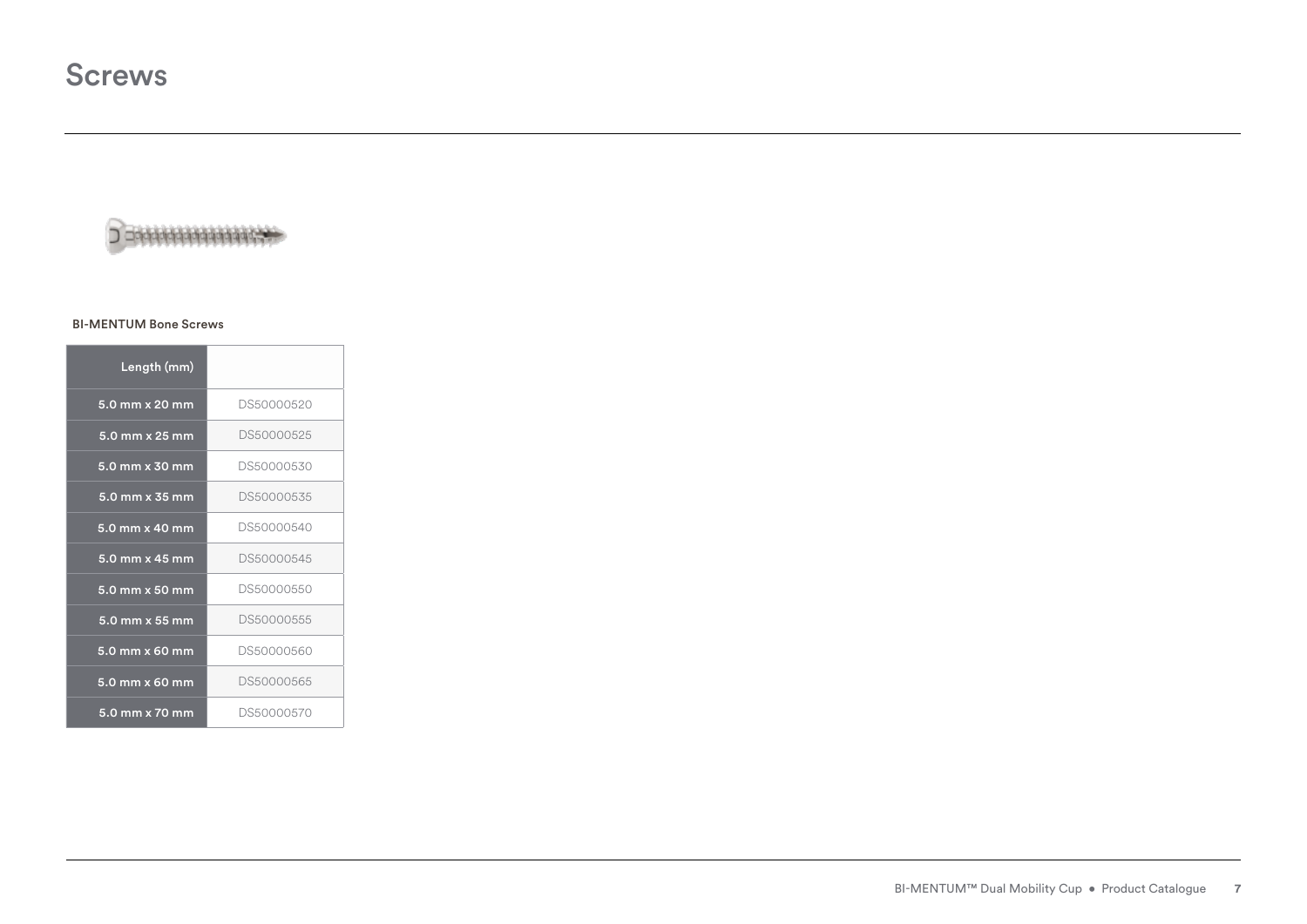# Screws

**BI-MENTUM Bone Screws**

| Length (mm) | |
|---|---|
| 5.0 mm x 20 mm | DS50000520 |
| 5.0 mm x 25 mm | DS50000525 |
| 5.0 mm x 30 mm | DS50000530 |
| 5.0 mm x 35 mm | DS50000535 |
| 5.0 mm x 40 mm | DS50000540 |
| 5.0 mm x 45 mm | DS50000545 |
| 5.0 mm x 50 mm | DS50000550 |
| 5.0 mm x 55 mm | DS50000555 |
| 5.0 mm x 60 mm | DS50000560 |
| 5.0 mm x 60 mm | DS50000565 |
| 5.0 mm x 70 mm | DS50000570 |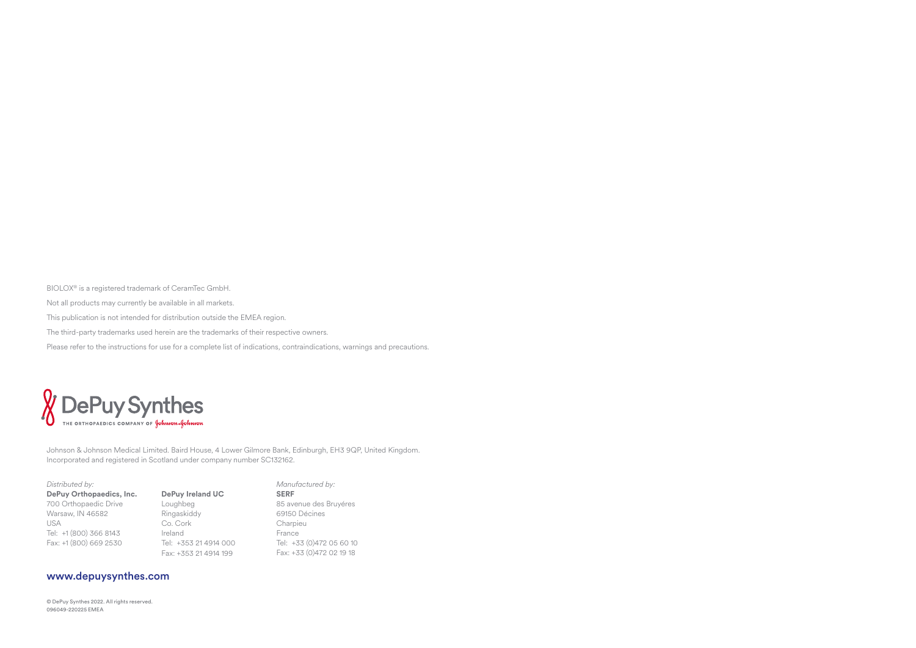BIOLOX® is a registered trademark of CeramTec GmbH.

Not all products may currently be available in all markets.

This publication is not intended for distribution outside the EMEA region.

The third-party trademarks used herein are the trademarks of their respective owners.

Please refer to the instructions for use for a complete list of indications, contraindications, warnings and precautions.

DePuy Synthes

THE ORTHOPAEDICS COMPANY OF Johnson & Johnson

Johnson & Johnson Medical Limited. Baird House, 4 Lower Gilmore Bank, Edinburgh, EH3 9QP, United Kingdom. Incorporated and registered in Scotland under company number SC132162.

*Distributed by:*

**DePuy Orthopaedics, Inc.**
700 Orthopaedic Drive
Warsaw, IN 46582
USA
Tel: +1 (800) 366 8143
Fax: +1 (800) 669 2530

**DePuy Ireland UC**
Loughbeg
Ringaskiddy
Co. Cork
Ireland
Tel: +353 21 4914 000
Fax: +353 21 4914 199

*Manufactured by:*

**SERF**
85 avenue des Bruyéres
69150 Décines
Charpieu
France
Tel: +33 (0)472 05 60 10
Fax: +33 (0)472 02 19 18

**www.depuysynthes.com**

© DePuy Synthes 2022. All rights reserved.
096049-220225 EMEA